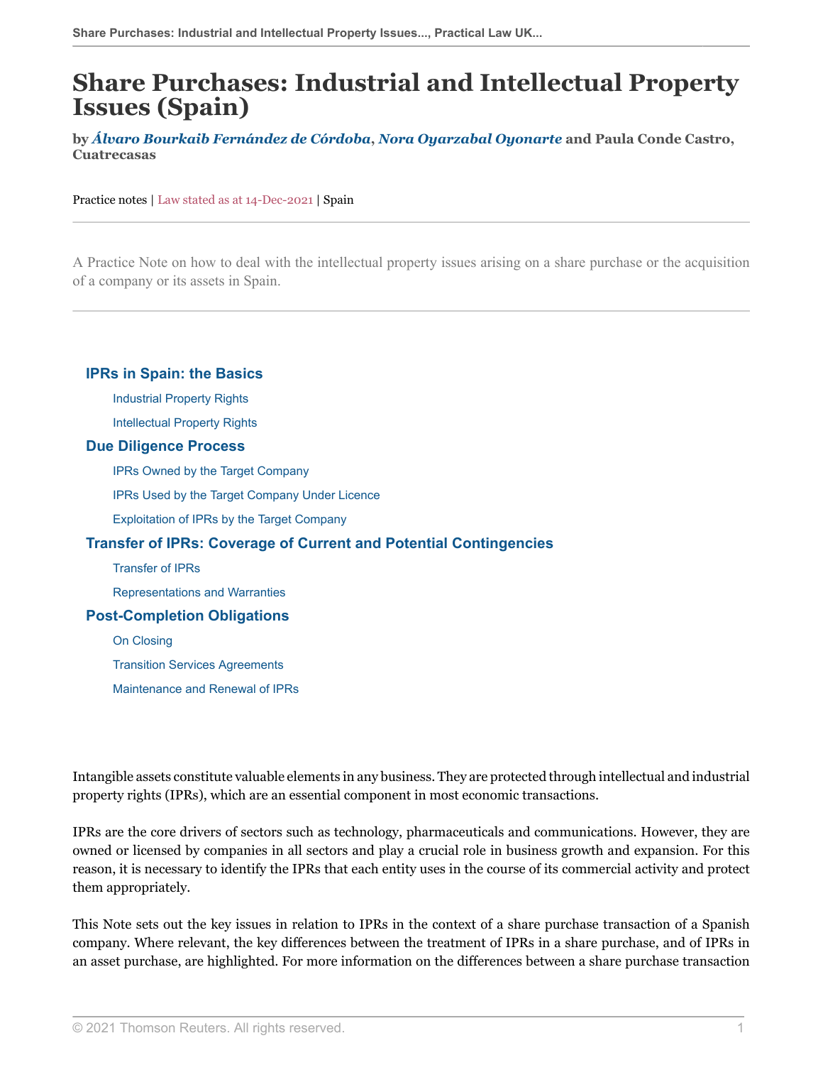# Share Purchases: Industrial and Intellectual Property Issues (Spain)

**by *Álvaro Bourkaib Fernández de Córdoba*, *Nora Oyarzabal Oyonarte* and Paula Conde Castro, Cuatrecasas**

Practice notes | Law stated as at 14-Dec-2021 | Spain

---

A Practice Note on how to deal with the intellectual property issues arising on a share purchase or the acquisition of a company or its assets in Spain.

---

- **IPRs in Spain: the Basics**
  - Industrial Property Rights
  - Intellectual Property Rights
- **Due Diligence Process**
  - IPRs Owned by the Target Company
  - IPRs Used by the Target Company Under Licence
  - Exploitation of IPRs by the Target Company
- **Transfer of IPRs: Coverage of Current and Potential Contingencies**
  - Transfer of IPRs
  - Representations and Warranties
- **Post-Completion Obligations**
  - On Closing
  - Transition Services Agreements
  - Maintenance and Renewal of IPRs

Intangible assets constitute valuable elements in any business. They are protected through intellectual and industrial property rights (IPRs), which are an essential component in most economic transactions.

IPRs are the core drivers of sectors such as technology, pharmaceuticals and communications. However, they are owned or licensed by companies in all sectors and play a crucial role in business growth and expansion. For this reason, it is necessary to identify the IPRs that each entity uses in the course of its commercial activity and protect them appropriately.

This Note sets out the key issues in relation to IPRs in the context of a share purchase transaction of a Spanish company. Where relevant, the key differences between the treatment of IPRs in a share purchase, and of IPRs in an asset purchase, are highlighted. For more information on the differences between a share purchase transaction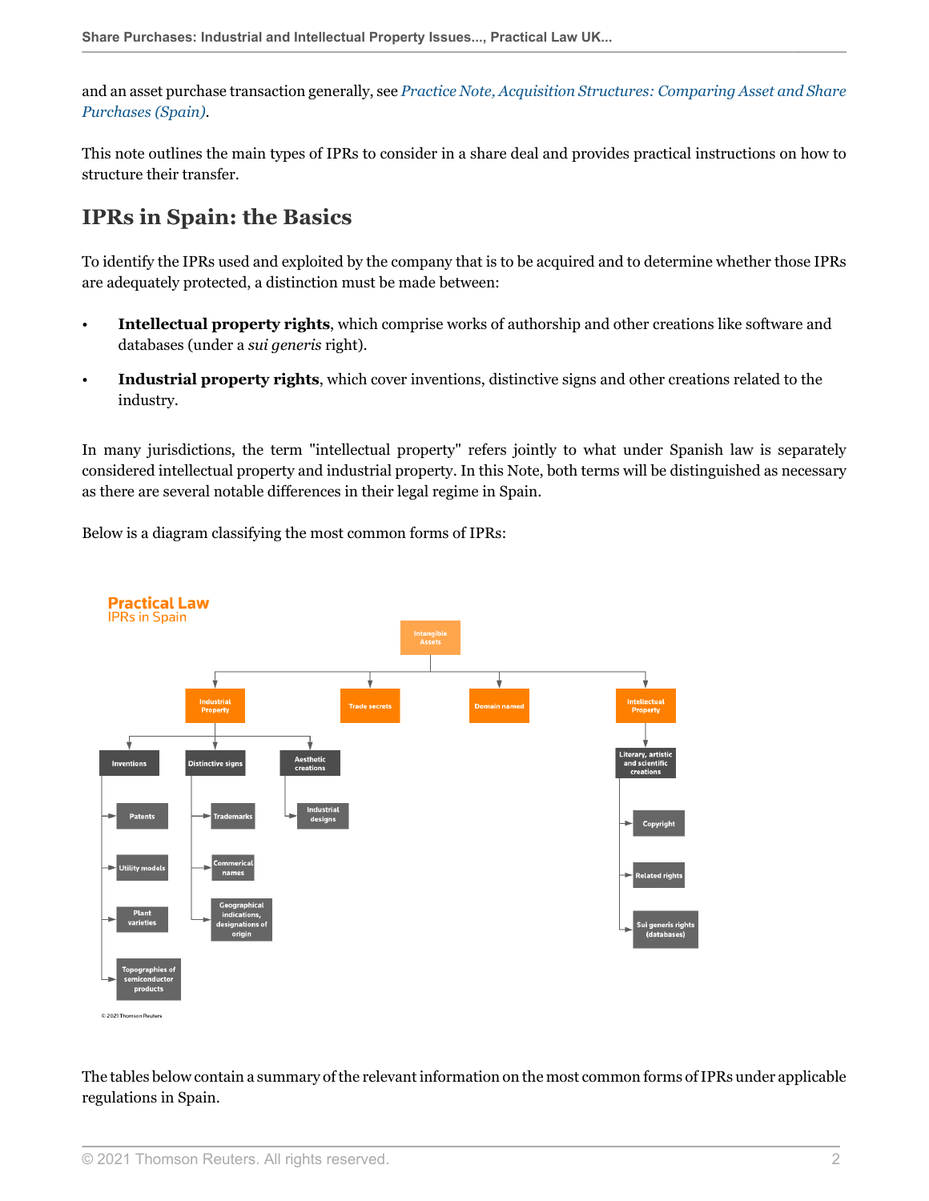and an asset purchase transaction generally, see *Practice Note, Acquisition Structures: Comparing Asset and Share Purchases (Spain)*.

This note outlines the main types of IPRs to consider in a share deal and provides practical instructions on how to structure their transfer.

## IPRs in Spain: the Basics

To identify the IPRs used and exploited by the company that is to be acquired and to determine whether those IPRs are adequately protected, a distinction must be made between:

- **Intellectual property rights**, which comprise works of authorship and other creations like software and databases (under a *sui generis* right).
- **Industrial property rights**, which cover inventions, distinctive signs and other creations related to the industry.

In many jurisdictions, the term "intellectual property" refers jointly to what under Spanish law is separately considered intellectual property and industrial property. In this Note, both terms will be distinguished as necessary as there are several notable differences in their legal regime in Spain.

Below is a diagram classifying the most common forms of IPRs:

**Practical Law**
IPRs in Spain

- Intangible Assets
  - Industrial Property
    - Inventions
      - Patents
      - Utility models
      - Plant varieties
      - Topographies of semiconductor products
    - Distinctive signs
      - Trademarks
      - Commerical names
      - Geographical indications, designations of origin
    - Aesthetic creations
      - Industrial designs
  - Trade secrets
  - Domain named
  - Intellectual Property
    - Literary, artistic and scientific creations
      - Copyright
      - Related rights
      - Sui generis rights (databases)

© 2021 Thomson Reuters

The tables below contain a summary of the relevant information on the most common forms of IPRs under applicable regulations in Spain.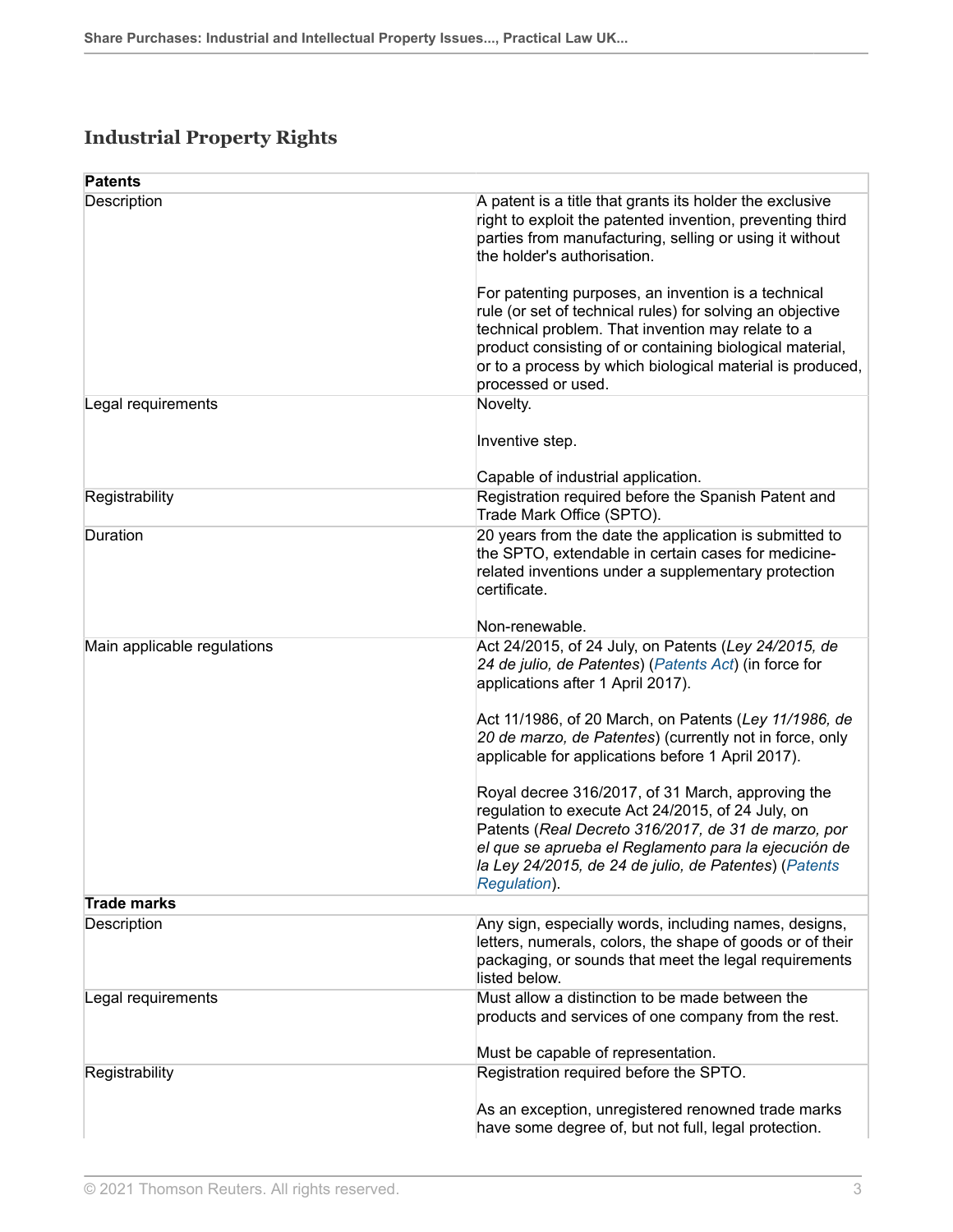## Industrial Property Rights

| **Patents** | |
|---|---|
| Description | A patent is a title that grants its holder the exclusive right to exploit the patented invention, preventing third parties from manufacturing, selling or using it without the holder's authorisation.<br><br>For patenting purposes, an invention is a technical rule (or set of technical rules) for solving an objective technical problem. That invention may relate to a product consisting of or containing biological material, or to a process by which biological material is produced, processed or used. |
| Legal requirements | Novelty.<br><br>Inventive step.<br><br>Capable of industrial application. |
| Registrability | Registration required before the Spanish Patent and Trade Mark Office (SPTO). |
| Duration | 20 years from the date the application is submitted to the SPTO, extendable in certain cases for medicine-related inventions under a supplementary protection certificate.<br><br>Non-renewable. |
| Main applicable regulations | Act 24/2015, of 24 July, on Patents (*Ley 24/2015, de 24 de julio, de Patentes*) (Patents Act) (in force for applications after 1 April 2017).<br><br>Act 11/1986, of 20 March, on Patents (*Ley 11/1986, de 20 de marzo, de Patentes*) (currently not in force, only applicable for applications before 1 April 2017).<br><br>Royal decree 316/2017, of 31 March, approving the regulation to execute Act 24/2015, of 24 July, on Patents (*Real Decreto 316/2017, de 31 de marzo, por el que se aprueba el Reglamento para la ejecución de la Ley 24/2015, de 24 de julio, de Patentes*) (Patents Regulation). |
| **Trade marks** | |
| Description | Any sign, especially words, including names, designs, letters, numerals, colors, the shape of goods or of their packaging, or sounds that meet the legal requirements listed below. |
| Legal requirements | Must allow a distinction to be made between the products and services of one company from the rest.<br><br>Must be capable of representation. |
| Registrability | Registration required before the SPTO.<br><br>As an exception, unregistered renowned trade marks have some degree of, but not full, legal protection. |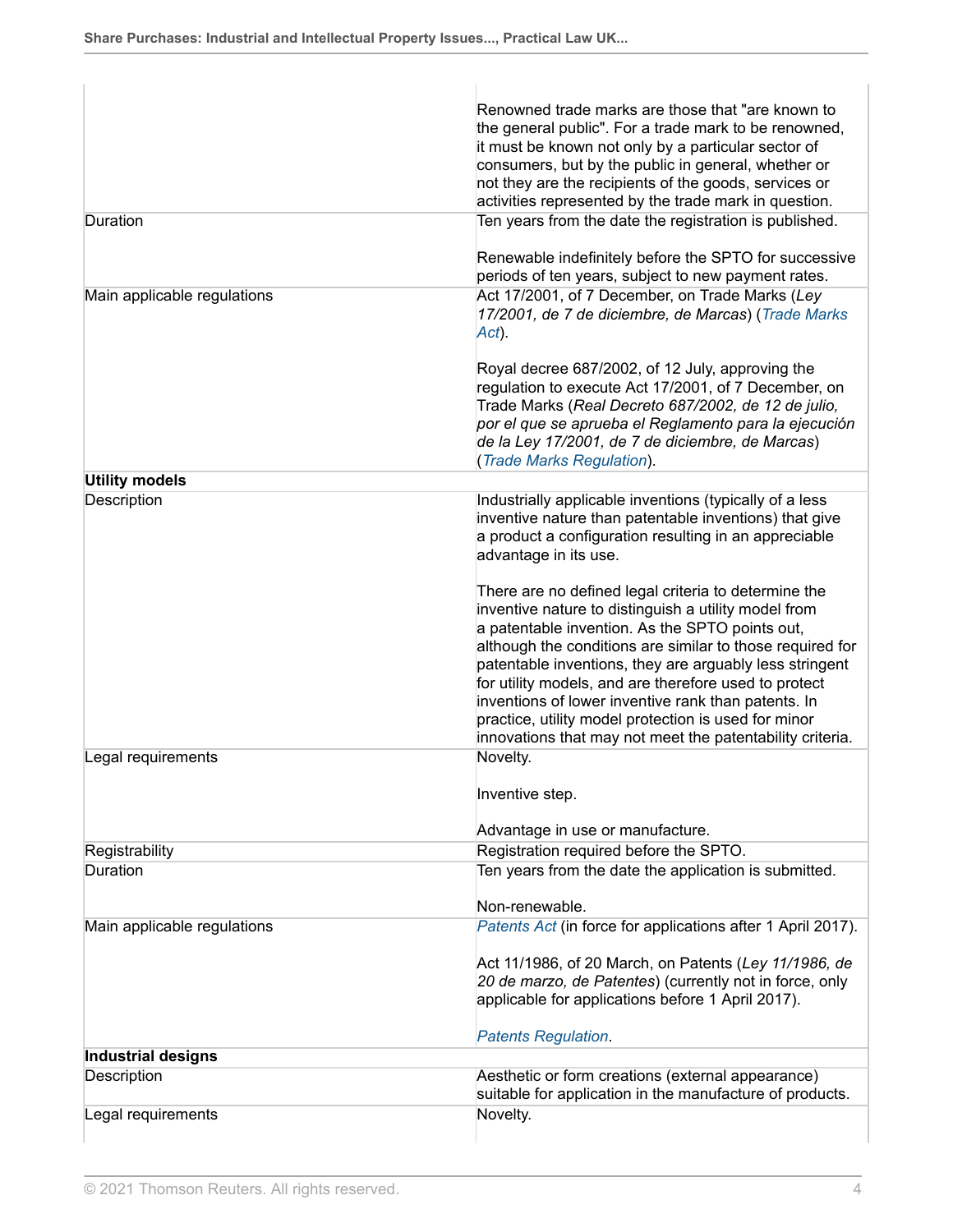| | |
|---|---|
| | Renowned trade marks are those that "are known to the general public". For a trade mark to be renowned, it must be known not only by a particular sector of consumers, but by the public in general, whether or not they are the recipients of the goods, services or activities represented by the trade mark in question. |
| Duration | Ten years from the date the registration is published.<br><br>Renewable indefinitely before the SPTO for successive periods of ten years, subject to new payment rates. |
| Main applicable regulations | Act 17/2001, of 7 December, on Trade Marks (*Ley 17/2001, de 7 de diciembre, de Marcas*) (*Trade Marks Act*).<br><br>Royal decree 687/2002, of 12 July, approving the regulation to execute Act 17/2001, of 7 December, on Trade Marks (*Real Decreto 687/2002, de 12 de julio, por el que se aprueba el Reglamento para la ejecución de la Ley 17/2001, de 7 de diciembre, de Marcas*) (*Trade Marks Regulation*). |
| **Utility models** | |
| Description | Industrially applicable inventions (typically of a less inventive nature than patentable inventions) that give a product a configuration resulting in an appreciable advantage in its use.<br><br>There are no defined legal criteria to determine the inventive nature to distinguish a utility model from a patentable invention. As the SPTO points out, although the conditions are similar to those required for patentable inventions, they are arguably less stringent for utility models, and are therefore used to protect inventions of lower inventive rank than patents. In practice, utility model protection is used for minor innovations that may not meet the patentability criteria. |
| Legal requirements | Novelty.<br><br>Inventive step.<br><br>Advantage in use or manufacture. |
| Registrability | Registration required before the SPTO. |
| Duration | Ten years from the date the application is submitted.<br><br>Non-renewable. |
| Main applicable regulations | *Patents Act* (in force for applications after 1 April 2017).<br><br>Act 11/1986, of 20 March, on Patents (*Ley 11/1986, de 20 de marzo, de Patentes*) (currently not in force, only applicable for applications before 1 April 2017).<br><br>*Patents Regulation*. |
| **Industrial designs** | |
| Description | Aesthetic or form creations (external appearance) suitable for application in the manufacture of products. |
| Legal requirements | Novelty. |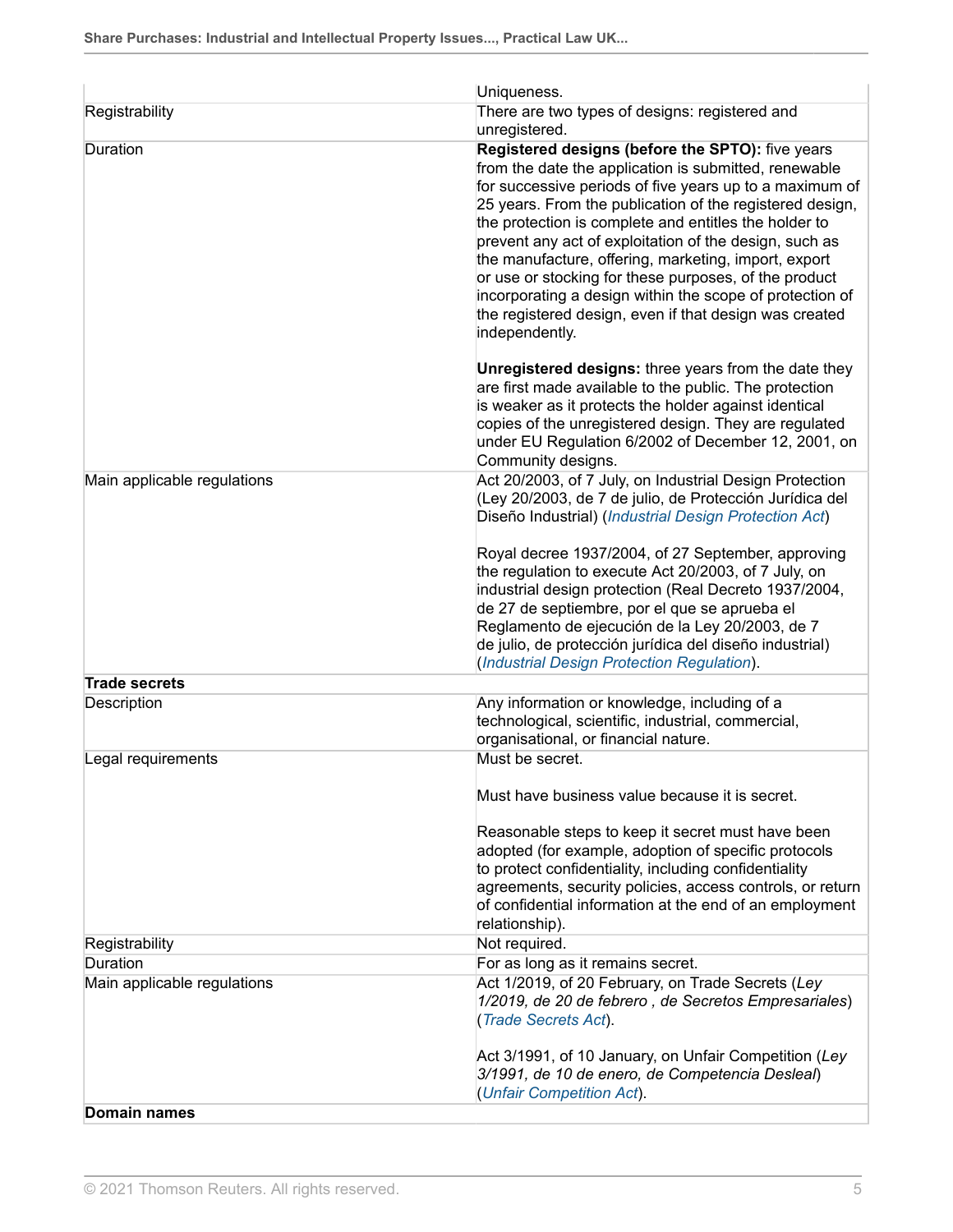| | |
|---|---|
| | Uniqueness. |
| Registrability | There are two types of designs: registered and unregistered. |
| Duration | **Registered designs (before the SPTO):** five years from the date the application is submitted, renewable for successive periods of five years up to a maximum of 25 years. From the publication of the registered design, the protection is complete and entitles the holder to prevent any act of exploitation of the design, such as the manufacture, offering, marketing, import, export or use or stocking for these purposes, of the product incorporating a design within the scope of protection of the registered design, even if that design was created independently.<br><br>**Unregistered designs:** three years from the date they are first made available to the public. The protection is weaker as it protects the holder against identical copies of the unregistered design. They are regulated under EU Regulation 6/2002 of December 12, 2001, on Community designs. |
| Main applicable regulations | Act 20/2003, of 7 July, on Industrial Design Protection (Ley 20/2003, de 7 de julio, de Protección Jurídica del Diseño Industrial) (*Industrial Design Protection Act*)<br><br>Royal decree 1937/2004, of 27 September, approving the regulation to execute Act 20/2003, of 7 July, on industrial design protection (Real Decreto 1937/2004, de 27 de septiembre, por el que se aprueba el Reglamento de ejecución de la Ley 20/2003, de 7 de julio, de protección jurídica del diseño industrial) (*Industrial Design Protection Regulation*). |
| **Trade secrets** | |
| Description | Any information or knowledge, including of a technological, scientific, industrial, commercial, organisational, or financial nature. |
| Legal requirements | Must be secret.<br><br>Must have business value because it is secret.<br><br>Reasonable steps to keep it secret must have been adopted (for example, adoption of specific protocols to protect confidentiality, including confidentiality agreements, security policies, access controls, or return of confidential information at the end of an employment relationship). |
| Registrability | Not required. |
| Duration | For as long as it remains secret. |
| Main applicable regulations | Act 1/2019, of 20 February, on Trade Secrets (*Ley 1/2019, de 20 de febrero , de Secretos Empresariales*) (*Trade Secrets Act*).<br><br>Act 3/1991, of 10 January, on Unfair Competition (*Ley 3/1991, de 10 de enero, de Competencia Desleal*) (*Unfair Competition Act*). |
| **Domain names** | |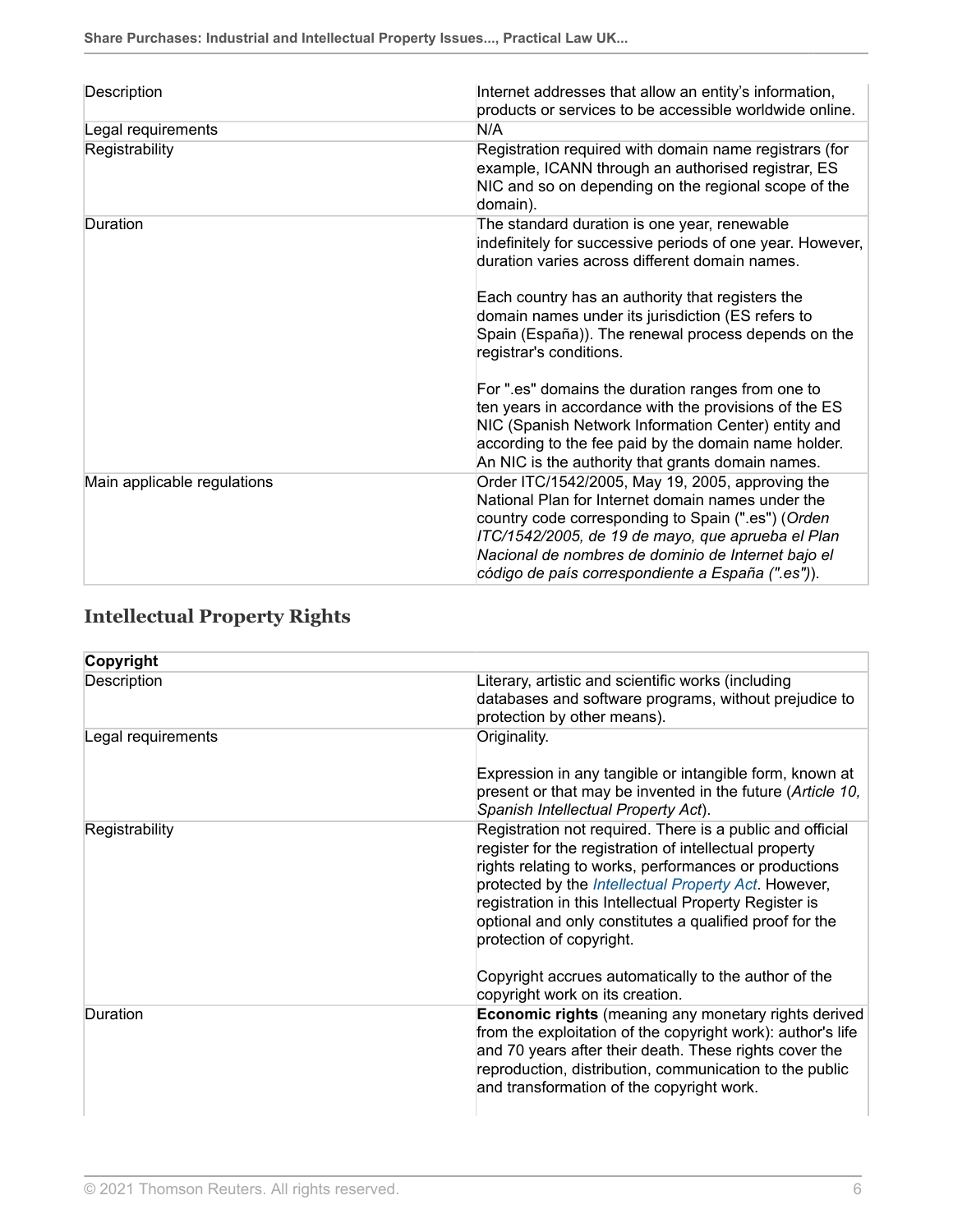| | |
|---|---|
| Description | Internet addresses that allow an entity's information, products or services to be accessible worldwide online. |
| Legal requirements | N/A |
| Registrability | Registration required with domain name registrars (for example, ICANN through an authorised registrar, ES NIC and so on depending on the regional scope of the domain). |
| Duration | The standard duration is one year, renewable indefinitely for successive periods of one year. However, duration varies across different domain names.<br><br>Each country has an authority that registers the domain names under its jurisdiction (ES refers to Spain (España)). The renewal process depends on the registrar's conditions.<br><br>For ".es" domains the duration ranges from one to ten years in accordance with the provisions of the ES NIC (Spanish Network Information Center) entity and according to the fee paid by the domain name holder. An NIC is the authority that grants domain names. |
| Main applicable regulations | Order ITC/1542/2005, May 19, 2005, approving the National Plan for Internet domain names under the country code corresponding to Spain (".es") (*Orden ITC/1542/2005, de 19 de mayo, que aprueba el Plan Nacional de nombres de dominio de Internet bajo el código de país correspondiente a España (".es")*). |

## Intellectual Property Rights

| **Copyright** | |
|---|---|
| Description | Literary, artistic and scientific works (including databases and software programs, without prejudice to protection by other means). |
| Legal requirements | Originality.<br><br>Expression in any tangible or intangible form, known at present or that may be invented in the future (*Article 10, Spanish Intellectual Property Act*). |
| Registrability | Registration not required. There is a public and official register for the registration of intellectual property rights relating to works, performances or productions protected by the *Intellectual Property Act*. However, registration in this Intellectual Property Register is optional and only constitutes a qualified proof for the protection of copyright.<br><br>Copyright accrues automatically to the author of the copyright work on its creation. |
| Duration | **Economic rights** (meaning any monetary rights derived from the exploitation of the copyright work): author's life and 70 years after their death. These rights cover the reproduction, distribution, communication to the public and transformation of the copyright work. |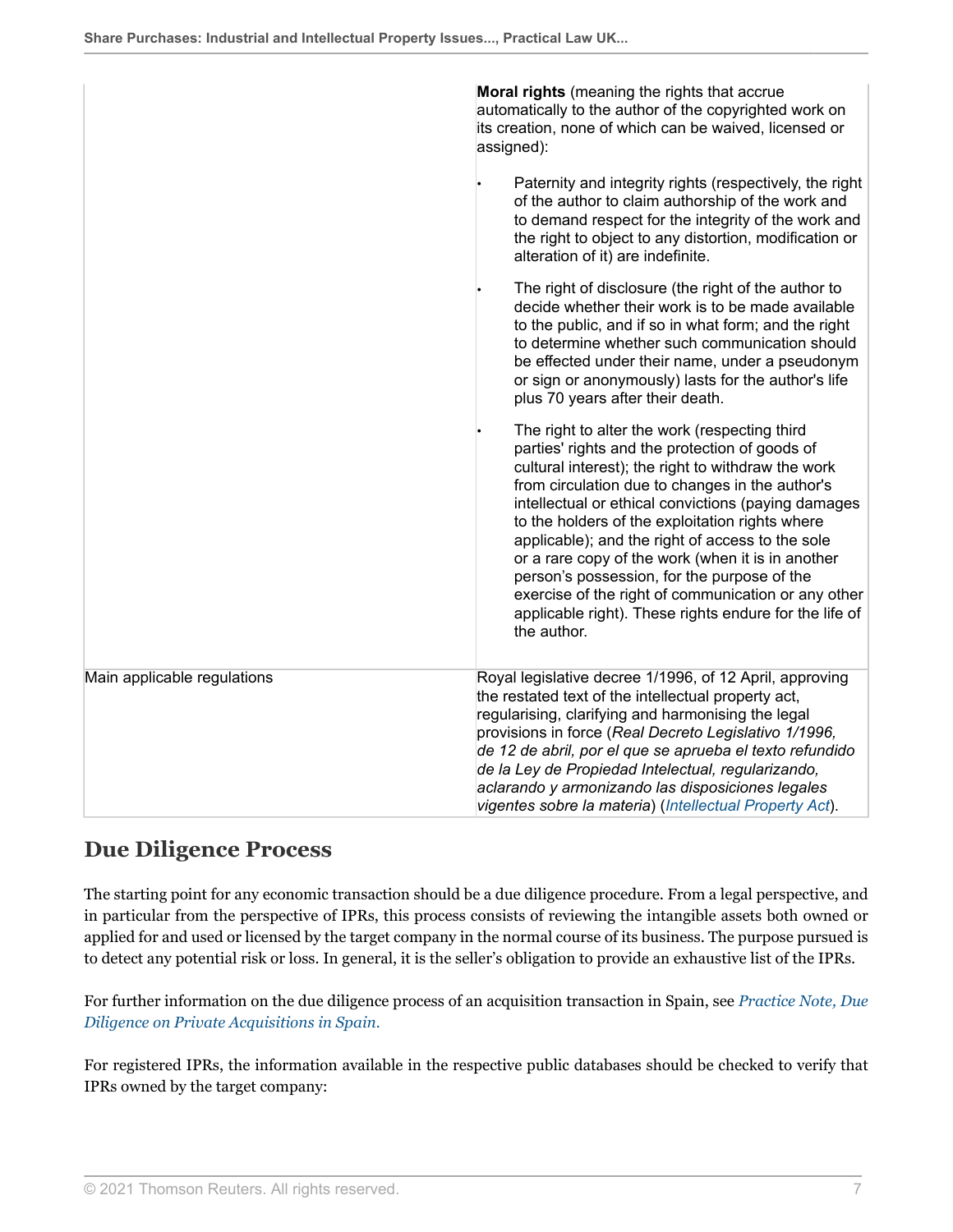| | |
|---|---|
| | **Moral rights** (meaning the rights that accrue automatically to the author of the copyrighted work on its creation, none of which can be waived, licensed or assigned):<br><br>• Paternity and integrity rights (respectively, the right of the author to claim authorship of the work and to demand respect for the integrity of the work and the right to object to any distortion, modification or alteration of it) are indefinite.<br><br>• The right of disclosure (the right of the author to decide whether their work is to be made available to the public, and if so in what form; and the right to determine whether such communication should be effected under their name, under a pseudonym or sign or anonymously) lasts for the author's life plus 70 years after their death.<br><br>• The right to alter the work (respecting third parties' rights and the protection of goods of cultural interest); the right to withdraw the work from circulation due to changes in the author's intellectual or ethical convictions (paying damages to the holders of the exploitation rights where applicable); and the right of access to the sole or a rare copy of the work (when it is in another person's possession, for the purpose of the exercise of the right of communication or any other applicable right). These rights endure for the life of the author. |
| Main applicable regulations | Royal legislative decree 1/1996, of 12 April, approving the restated text of the intellectual property act, regularising, clarifying and harmonising the legal provisions in force (*Real Decreto Legislativo 1/1996, de 12 de abril, por el que se aprueba el texto refundido de la Ley de Propiedad Intelectual, regularizando, aclarando y armonizando las disposiciones legales vigentes sobre la materia*) (*Intellectual Property Act*). |

## Due Diligence Process

The starting point for any economic transaction should be a due diligence procedure. From a legal perspective, and in particular from the perspective of IPRs, this process consists of reviewing the intangible assets both owned or applied for and used or licensed by the target company in the normal course of its business. The purpose pursued is to detect any potential risk or loss. In general, it is the seller's obligation to provide an exhaustive list of the IPRs.

For further information on the due diligence process of an acquisition transaction in Spain, see *Practice Note, Due Diligence on Private Acquisitions in Spain*.

For registered IPRs, the information available in the respective public databases should be checked to verify that IPRs owned by the target company: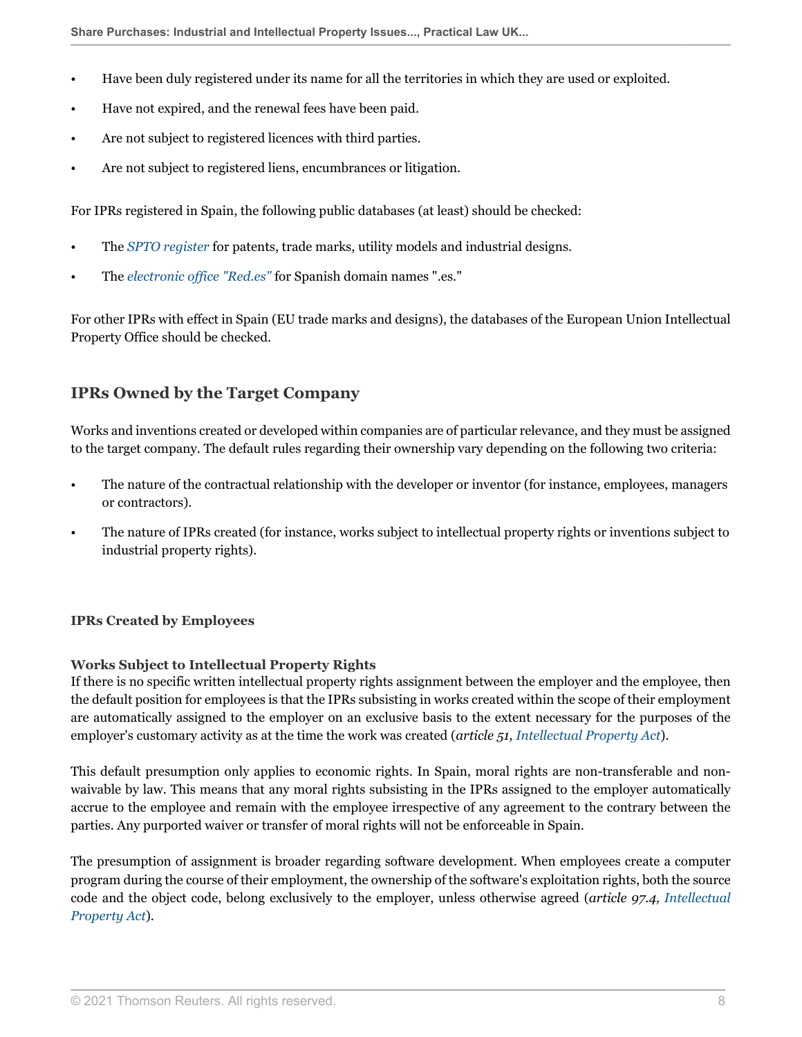- Have been duly registered under its name for all the territories in which they are used or exploited.
- Have not expired, and the renewal fees have been paid.
- Are not subject to registered licences with third parties.
- Are not subject to registered liens, encumbrances or litigation.

For IPRs registered in Spain, the following public databases (at least) should be checked:

- The *SPTO register* for patents, trade marks, utility models and industrial designs.
- The *electronic office "Red.es"* for Spanish domain names ".es."

For other IPRs with effect in Spain (EU trade marks and designs), the databases of the European Union Intellectual Property Office should be checked.

## IPRs Owned by the Target Company

Works and inventions created or developed within companies are of particular relevance, and they must be assigned to the target company. The default rules regarding their ownership vary depending on the following two criteria:

- The nature of the contractual relationship with the developer or inventor (for instance, employees, managers or contractors).
- The nature of IPRs created (for instance, works subject to intellectual property rights or inventions subject to industrial property rights).

### IPRs Created by Employees

#### Works Subject to Intellectual Property Rights

If there is no specific written intellectual property rights assignment between the employer and the employee, then the default position for employees is that the IPRs subsisting in works created within the scope of their employment are automatically assigned to the employer on an exclusive basis to the extent necessary for the purposes of the employer's customary activity as at the time the work was created (*article 51, Intellectual Property Act*).

This default presumption only applies to economic rights. In Spain, moral rights are non-transferable and non-waivable by law. This means that any moral rights subsisting in the IPRs assigned to the employer automatically accrue to the employee and remain with the employee irrespective of any agreement to the contrary between the parties. Any purported waiver or transfer of moral rights will not be enforceable in Spain.

The presumption of assignment is broader regarding software development. When employees create a computer program during the course of their employment, the ownership of the software's exploitation rights, both the source code and the object code, belong exclusively to the employer, unless otherwise agreed (*article 97.4, Intellectual Property Act*).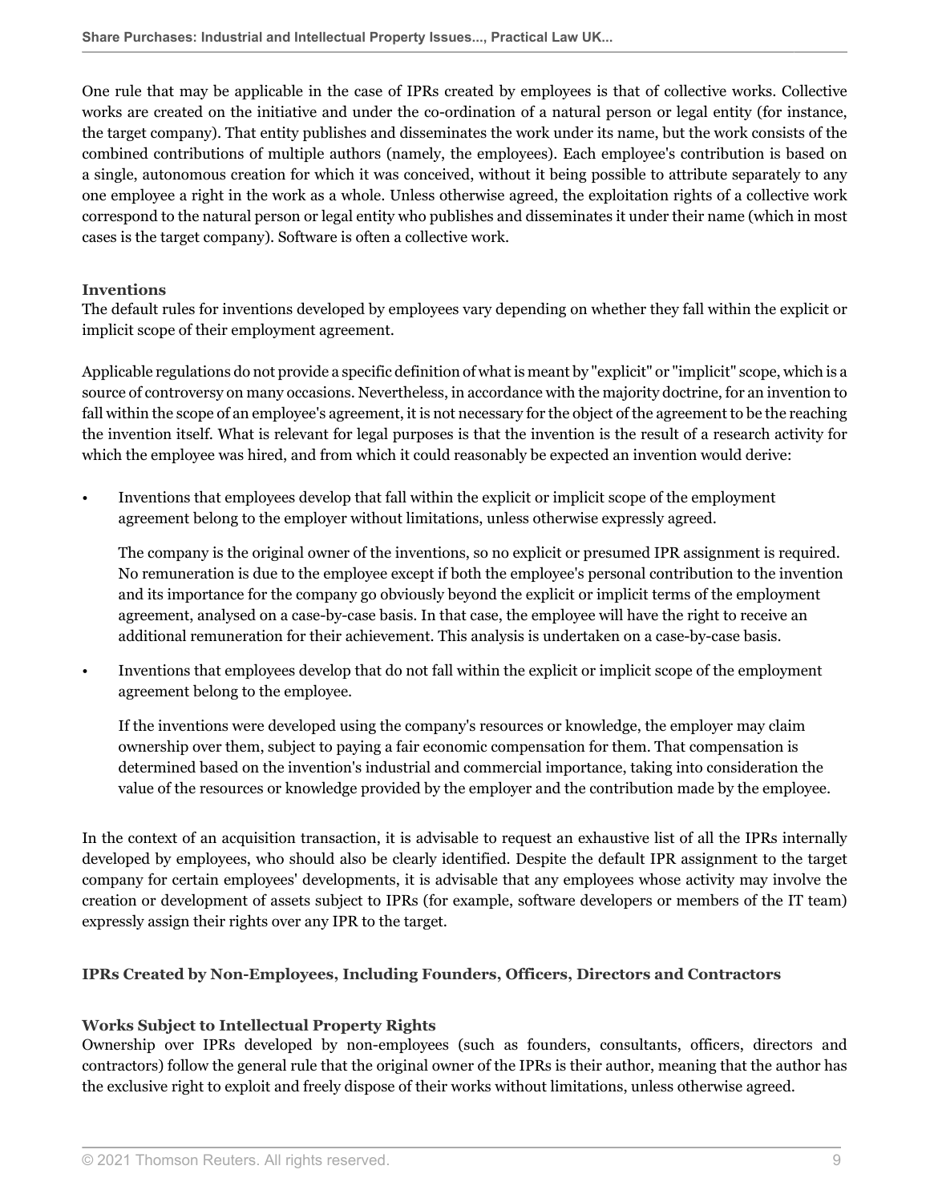One rule that may be applicable in the case of IPRs created by employees is that of collective works. Collective works are created on the initiative and under the co-ordination of a natural person or legal entity (for instance, the target company). That entity publishes and disseminates the work under its name, but the work consists of the combined contributions of multiple authors (namely, the employees). Each employee's contribution is based on a single, autonomous creation for which it was conceived, without it being possible to attribute separately to any one employee a right in the work as a whole. Unless otherwise agreed, the exploitation rights of a collective work correspond to the natural person or legal entity who publishes and disseminates it under their name (which in most cases is the target company). Software is often a collective work.

#### Inventions

The default rules for inventions developed by employees vary depending on whether they fall within the explicit or implicit scope of their employment agreement.

Applicable regulations do not provide a specific definition of what is meant by "explicit" or "implicit" scope, which is a source of controversy on many occasions. Nevertheless, in accordance with the majority doctrine, for an invention to fall within the scope of an employee's agreement, it is not necessary for the object of the agreement to be the reaching the invention itself. What is relevant for legal purposes is that the invention is the result of a research activity for which the employee was hired, and from which it could reasonably be expected an invention would derive:

- Inventions that employees develop that fall within the explicit or implicit scope of the employment agreement belong to the employer without limitations, unless otherwise expressly agreed.

  The company is the original owner of the inventions, so no explicit or presumed IPR assignment is required. No remuneration is due to the employee except if both the employee's personal contribution to the invention and its importance for the company go obviously beyond the explicit or implicit terms of the employment agreement, analysed on a case-by-case basis. In that case, the employee will have the right to receive an additional remuneration for their achievement. This analysis is undertaken on a case-by-case basis.

- Inventions that employees develop that do not fall within the explicit or implicit scope of the employment agreement belong to the employee.

  If the inventions were developed using the company's resources or knowledge, the employer may claim ownership over them, subject to paying a fair economic compensation for them. That compensation is determined based on the invention's industrial and commercial importance, taking into consideration the value of the resources or knowledge provided by the employer and the contribution made by the employee.

In the context of an acquisition transaction, it is advisable to request an exhaustive list of all the IPRs internally developed by employees, who should also be clearly identified. Despite the default IPR assignment to the target company for certain employees' developments, it is advisable that any employees whose activity may involve the creation or development of assets subject to IPRs (for example, software developers or members of the IT team) expressly assign their rights over any IPR to the target.

### IPRs Created by Non-Employees, Including Founders, Officers, Directors and Contractors

#### Works Subject to Intellectual Property Rights

Ownership over IPRs developed by non-employees (such as founders, consultants, officers, directors and contractors) follow the general rule that the original owner of the IPRs is their author, meaning that the author has the exclusive right to exploit and freely dispose of their works without limitations, unless otherwise agreed.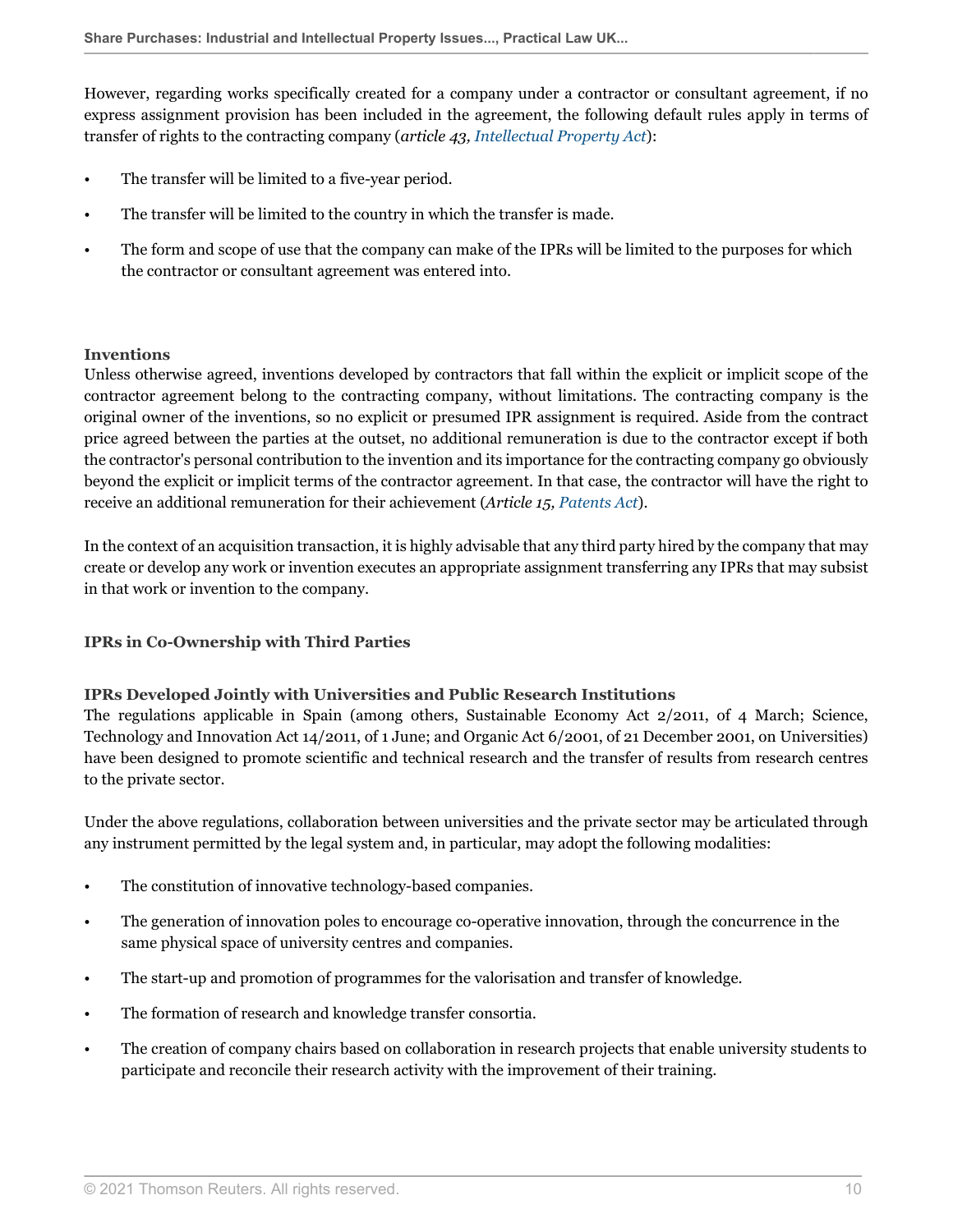However, regarding works specifically created for a company under a contractor or consultant agreement, if no express assignment provision has been included in the agreement, the following default rules apply in terms of transfer of rights to the contracting company (*article 43, Intellectual Property Act*):

- The transfer will be limited to a five-year period.
- The transfer will be limited to the country in which the transfer is made.
- The form and scope of use that the company can make of the IPRs will be limited to the purposes for which the contractor or consultant agreement was entered into.

### Inventions

Unless otherwise agreed, inventions developed by contractors that fall within the explicit or implicit scope of the contractor agreement belong to the contracting company, without limitations. The contracting company is the original owner of the inventions, so no explicit or presumed IPR assignment is required. Aside from the contract price agreed between the parties at the outset, no additional remuneration is due to the contractor except if both the contractor's personal contribution to the invention and its importance for the contracting company go obviously beyond the explicit or implicit terms of the contractor agreement. In that case, the contractor will have the right to receive an additional remuneration for their achievement (*Article 15, Patents Act*).

In the context of an acquisition transaction, it is highly advisable that any third party hired by the company that may create or develop any work or invention executes an appropriate assignment transferring any IPRs that may subsist in that work or invention to the company.

## IPRs in Co-Ownership with Third Parties

### IPRs Developed Jointly with Universities and Public Research Institutions

The regulations applicable in Spain (among others, Sustainable Economy Act 2/2011, of 4 March; Science, Technology and Innovation Act 14/2011, of 1 June; and Organic Act 6/2001, of 21 December 2001, on Universities) have been designed to promote scientific and technical research and the transfer of results from research centres to the private sector.

Under the above regulations, collaboration between universities and the private sector may be articulated through any instrument permitted by the legal system and, in particular, may adopt the following modalities:

- The constitution of innovative technology-based companies.
- The generation of innovation poles to encourage co-operative innovation, through the concurrence in the same physical space of university centres and companies.
- The start-up and promotion of programmes for the valorisation and transfer of knowledge.
- The formation of research and knowledge transfer consortia.
- The creation of company chairs based on collaboration in research projects that enable university students to participate and reconcile their research activity with the improvement of their training.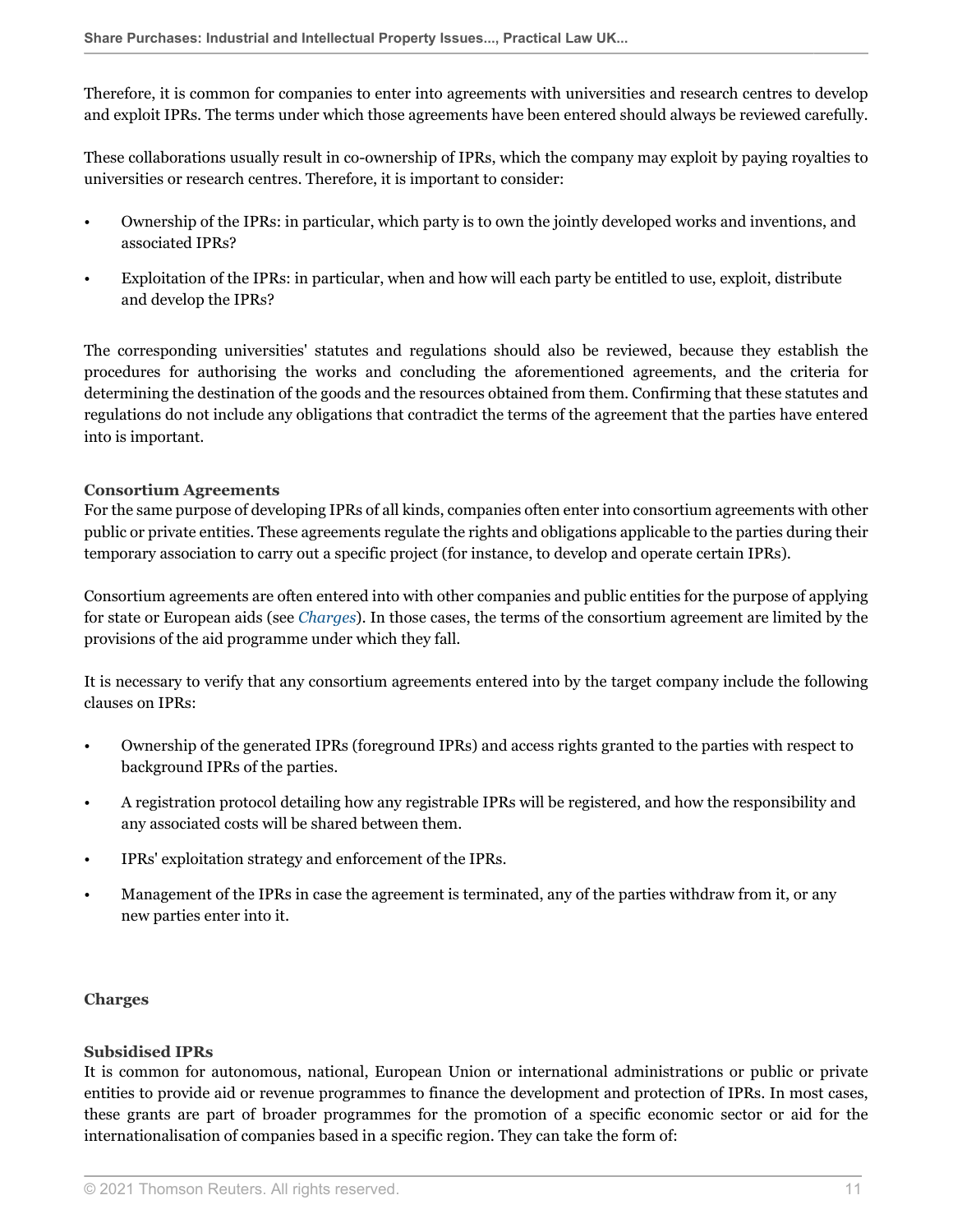Therefore, it is common for companies to enter into agreements with universities and research centres to develop and exploit IPRs. The terms under which those agreements have been entered should always be reviewed carefully.

These collaborations usually result in co-ownership of IPRs, which the company may exploit by paying royalties to universities or research centres. Therefore, it is important to consider:

- Ownership of the IPRs: in particular, which party is to own the jointly developed works and inventions, and associated IPRs?
- Exploitation of the IPRs: in particular, when and how will each party be entitled to use, exploit, distribute and develop the IPRs?

The corresponding universities' statutes and regulations should also be reviewed, because they establish the procedures for authorising the works and concluding the aforementioned agreements, and the criteria for determining the destination of the goods and the resources obtained from them. Confirming that these statutes and regulations do not include any obligations that contradict the terms of the agreement that the parties have entered into is important.

**Consortium Agreements**

For the same purpose of developing IPRs of all kinds, companies often enter into consortium agreements with other public or private entities. These agreements regulate the rights and obligations applicable to the parties during their temporary association to carry out a specific project (for instance, to develop and operate certain IPRs).

Consortium agreements are often entered into with other companies and public entities for the purpose of applying for state or European aids (see *Charges*). In those cases, the terms of the consortium agreement are limited by the provisions of the aid programme under which they fall.

It is necessary to verify that any consortium agreements entered into by the target company include the following clauses on IPRs:

- Ownership of the generated IPRs (foreground IPRs) and access rights granted to the parties with respect to background IPRs of the parties.
- A registration protocol detailing how any registrable IPRs will be registered, and how the responsibility and any associated costs will be shared between them.
- IPRs' exploitation strategy and enforcement of the IPRs.
- Management of the IPRs in case the agreement is terminated, any of the parties withdraw from it, or any new parties enter into it.

### Charges

**Subsidised IPRs**

It is common for autonomous, national, European Union or international administrations or public or private entities to provide aid or revenue programmes to finance the development and protection of IPRs. In most cases, these grants are part of broader programmes for the promotion of a specific economic sector or aid for the internationalisation of companies based in a specific region. They can take the form of: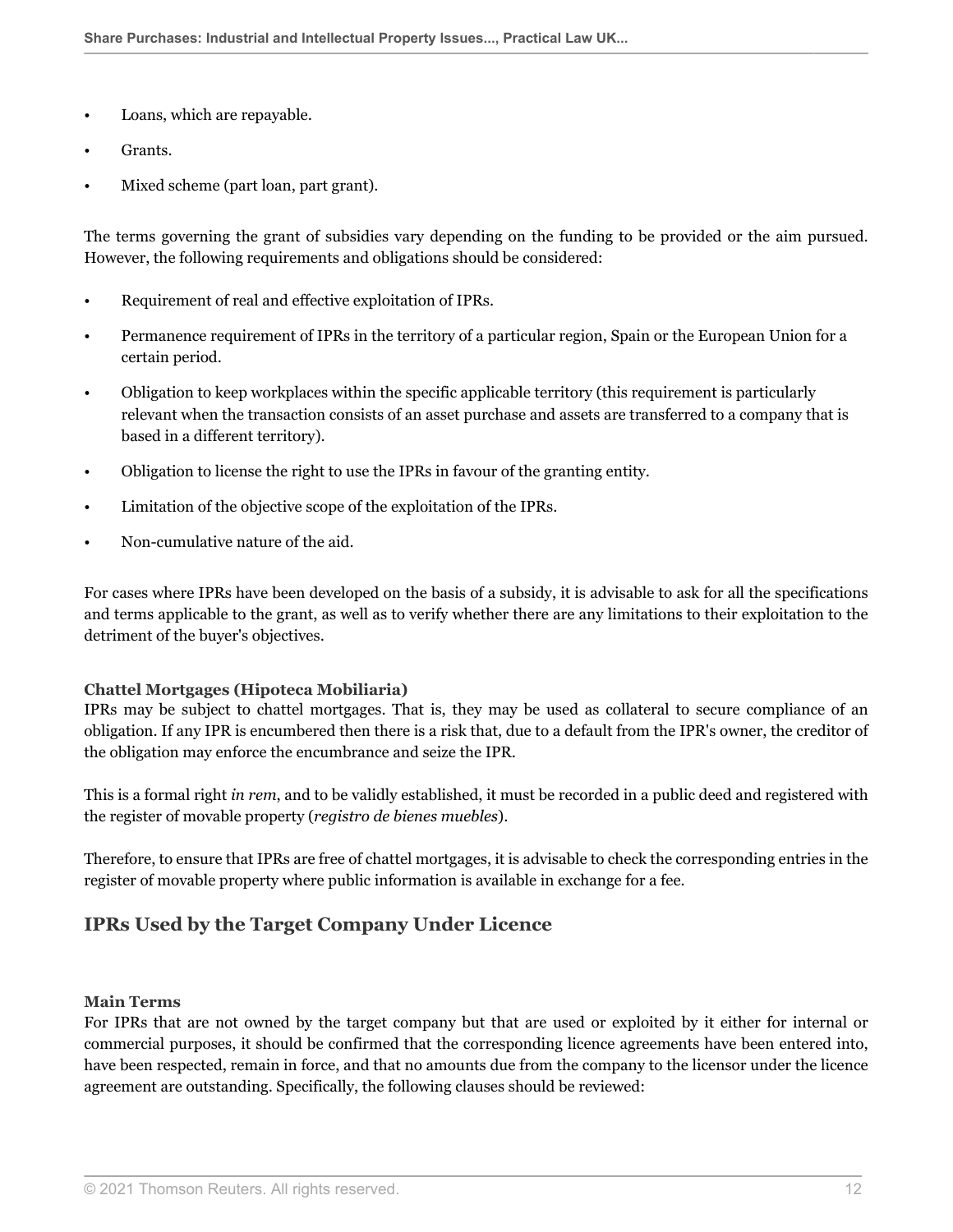- Loans, which are repayable.
- Grants.
- Mixed scheme (part loan, part grant).

The terms governing the grant of subsidies vary depending on the funding to be provided or the aim pursued. However, the following requirements and obligations should be considered:

- Requirement of real and effective exploitation of IPRs.
- Permanence requirement of IPRs in the territory of a particular region, Spain or the European Union for a certain period.
- Obligation to keep workplaces within the specific applicable territory (this requirement is particularly relevant when the transaction consists of an asset purchase and assets are transferred to a company that is based in a different territory).
- Obligation to license the right to use the IPRs in favour of the granting entity.
- Limitation of the objective scope of the exploitation of the IPRs.
- Non-cumulative nature of the aid.

For cases where IPRs have been developed on the basis of a subsidy, it is advisable to ask for all the specifications and terms applicable to the grant, as well as to verify whether there are any limitations to their exploitation to the detriment of the buyer's objectives.

#### Chattel Mortgages (Hipoteca Mobiliaria)

IPRs may be subject to chattel mortgages. That is, they may be used as collateral to secure compliance of an obligation. If any IPR is encumbered then there is a risk that, due to a default from the IPR's owner, the creditor of the obligation may enforce the encumbrance and seize the IPR.

This is a formal right *in rem*, and to be validly established, it must be recorded in a public deed and registered with the register of movable property (*registro de bienes muebles*).

Therefore, to ensure that IPRs are free of chattel mortgages, it is advisable to check the corresponding entries in the register of movable property where public information is available in exchange for a fee.

### IPRs Used by the Target Company Under Licence

#### Main Terms

For IPRs that are not owned by the target company but that are used or exploited by it either for internal or commercial purposes, it should be confirmed that the corresponding licence agreements have been entered into, have been respected, remain in force, and that no amounts due from the company to the licensor under the licence agreement are outstanding. Specifically, the following clauses should be reviewed: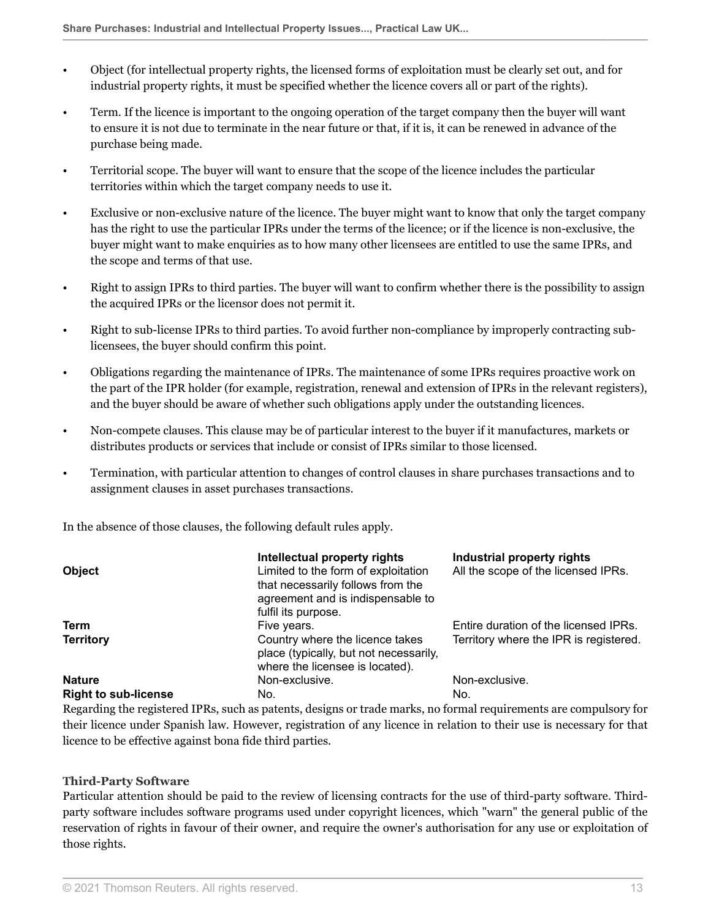- Object (for intellectual property rights, the licensed forms of exploitation must be clearly set out, and for industrial property rights, it must be specified whether the licence covers all or part of the rights).
- Term. If the licence is important to the ongoing operation of the target company then the buyer will want to ensure it is not due to terminate in the near future or that, if it is, it can be renewed in advance of the purchase being made.
- Territorial scope. The buyer will want to ensure that the scope of the licence includes the particular territories within which the target company needs to use it.
- Exclusive or non-exclusive nature of the licence. The buyer might want to know that only the target company has the right to use the particular IPRs under the terms of the licence; or if the licence is non-exclusive, the buyer might want to make enquiries as to how many other licensees are entitled to use the same IPRs, and the scope and terms of that use.
- Right to assign IPRs to third parties. The buyer will want to confirm whether there is the possibility to assign the acquired IPRs or the licensor does not permit it.
- Right to sub-license IPRs to third parties. To avoid further non-compliance by improperly contracting sub-licensees, the buyer should confirm this point.
- Obligations regarding the maintenance of IPRs. The maintenance of some IPRs requires proactive work on the part of the IPR holder (for example, registration, renewal and extension of IPRs in the relevant registers), and the buyer should be aware of whether such obligations apply under the outstanding licences.
- Non-compete clauses. This clause may be of particular interest to the buyer if it manufactures, markets or distributes products or services that include or consist of IPRs similar to those licensed.
- Termination, with particular attention to changes of control clauses in share purchases transactions and to assignment clauses in asset purchases transactions.

In the absence of those clauses, the following default rules apply.

| | **Intellectual property rights** | **Industrial property rights** |
|---|---|---|
| **Object** | Limited to the form of exploitation that necessarily follows from the agreement and is indispensable to fulfil its purpose. | All the scope of the licensed IPRs. |
| **Term** | Five years. | Entire duration of the licensed IPRs. |
| **Territory** | Country where the licence takes place (typically, but not necessarily, where the licensee is located). | Territory where the IPR is registered. |
| **Nature** | Non-exclusive. | Non-exclusive. |
| **Right to sub-license** | No. | No. |

Regarding the registered IPRs, such as patents, designs or trade marks, no formal requirements are compulsory for their licence under Spanish law. However, registration of any licence in relation to their use is necessary for that licence to be effective against bona fide third parties.

### Third-Party Software

Particular attention should be paid to the review of licensing contracts for the use of third-party software. Third-party software includes software programs used under copyright licences, which "warn" the general public of the reservation of rights in favour of their owner, and require the owner's authorisation for any use or exploitation of those rights.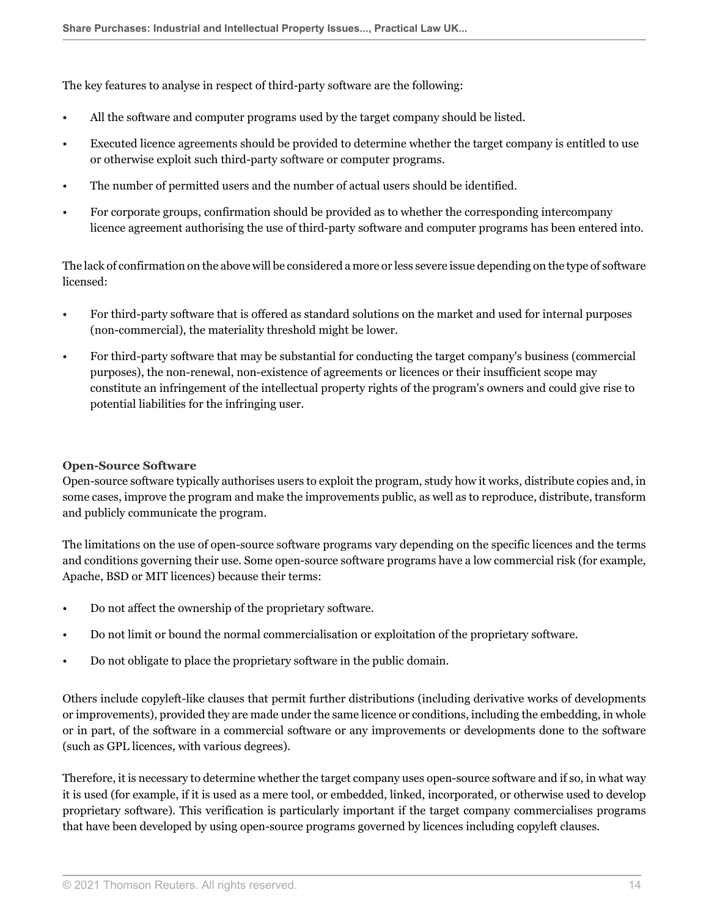The key features to analyse in respect of third-party software are the following:

- All the software and computer programs used by the target company should be listed.
- Executed licence agreements should be provided to determine whether the target company is entitled to use or otherwise exploit such third-party software or computer programs.
- The number of permitted users and the number of actual users should be identified.
- For corporate groups, confirmation should be provided as to whether the corresponding intercompany licence agreement authorising the use of third-party software and computer programs has been entered into.

The lack of confirmation on the above will be considered a more or less severe issue depending on the type of software licensed:

- For third-party software that is offered as standard solutions on the market and used for internal purposes (non-commercial), the materiality threshold might be lower.
- For third-party software that may be substantial for conducting the target company's business (commercial purposes), the non-renewal, non-existence of agreements or licences or their insufficient scope may constitute an infringement of the intellectual property rights of the program's owners and could give rise to potential liabilities for the infringing user.

**Open-Source Software**

Open-source software typically authorises users to exploit the program, study how it works, distribute copies and, in some cases, improve the program and make the improvements public, as well as to reproduce, distribute, transform and publicly communicate the program.

The limitations on the use of open-source software programs vary depending on the specific licences and the terms and conditions governing their use. Some open-source software programs have a low commercial risk (for example, Apache, BSD or MIT licences) because their terms:

- Do not affect the ownership of the proprietary software.
- Do not limit or bound the normal commercialisation or exploitation of the proprietary software.
- Do not obligate to place the proprietary software in the public domain.

Others include copyleft-like clauses that permit further distributions (including derivative works of developments or improvements), provided they are made under the same licence or conditions, including the embedding, in whole or in part, of the software in a commercial software or any improvements or developments done to the software (such as GPL licences, with various degrees).

Therefore, it is necessary to determine whether the target company uses open-source software and if so, in what way it is used (for example, if it is used as a mere tool, or embedded, linked, incorporated, or otherwise used to develop proprietary software). This verification is particularly important if the target company commercialises programs that have been developed by using open-source programs governed by licences including copyleft clauses.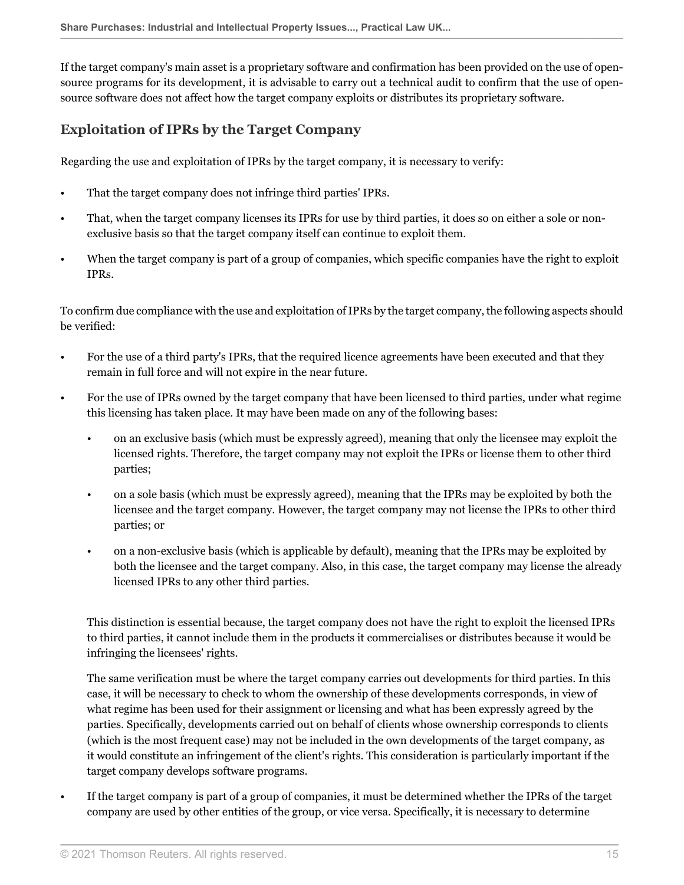If the target company's main asset is a proprietary software and confirmation has been provided on the use of open-source programs for its development, it is advisable to carry out a technical audit to confirm that the use of open-source software does not affect how the target company exploits or distributes its proprietary software.

## Exploitation of IPRs by the Target Company

Regarding the use and exploitation of IPRs by the target company, it is necessary to verify:

- That the target company does not infringe third parties' IPRs.
- That, when the target company licenses its IPRs for use by third parties, it does so on either a sole or non-exclusive basis so that the target company itself can continue to exploit them.
- When the target company is part of a group of companies, which specific companies have the right to exploit IPRs.

To confirm due compliance with the use and exploitation of IPRs by the target company, the following aspects should be verified:

- For the use of a third party's IPRs, that the required licence agreements have been executed and that they remain in full force and will not expire in the near future.
- For the use of IPRs owned by the target company that have been licensed to third parties, under what regime this licensing has taken place. It may have been made on any of the following bases:
  - on an exclusive basis (which must be expressly agreed), meaning that only the licensee may exploit the licensed rights. Therefore, the target company may not exploit the IPRs or license them to other third parties;
  - on a sole basis (which must be expressly agreed), meaning that the IPRs may be exploited by both the licensee and the target company. However, the target company may not license the IPRs to other third parties; or
  - on a non-exclusive basis (which is applicable by default), meaning that the IPRs may be exploited by both the licensee and the target company. Also, in this case, the target company may license the already licensed IPRs to any other third parties.

  This distinction is essential because, the target company does not have the right to exploit the licensed IPRs to third parties, it cannot include them in the products it commercialises or distributes because it would be infringing the licensees' rights.

  The same verification must be where the target company carries out developments for third parties. In this case, it will be necessary to check to whom the ownership of these developments corresponds, in view of what regime has been used for their assignment or licensing and what has been expressly agreed by the parties. Specifically, developments carried out on behalf of clients whose ownership corresponds to clients (which is the most frequent case) may not be included in the own developments of the target company, as it would constitute an infringement of the client's rights. This consideration is particularly important if the target company develops software programs.

- If the target company is part of a group of companies, it must be determined whether the IPRs of the target company are used by other entities of the group, or vice versa. Specifically, it is necessary to determine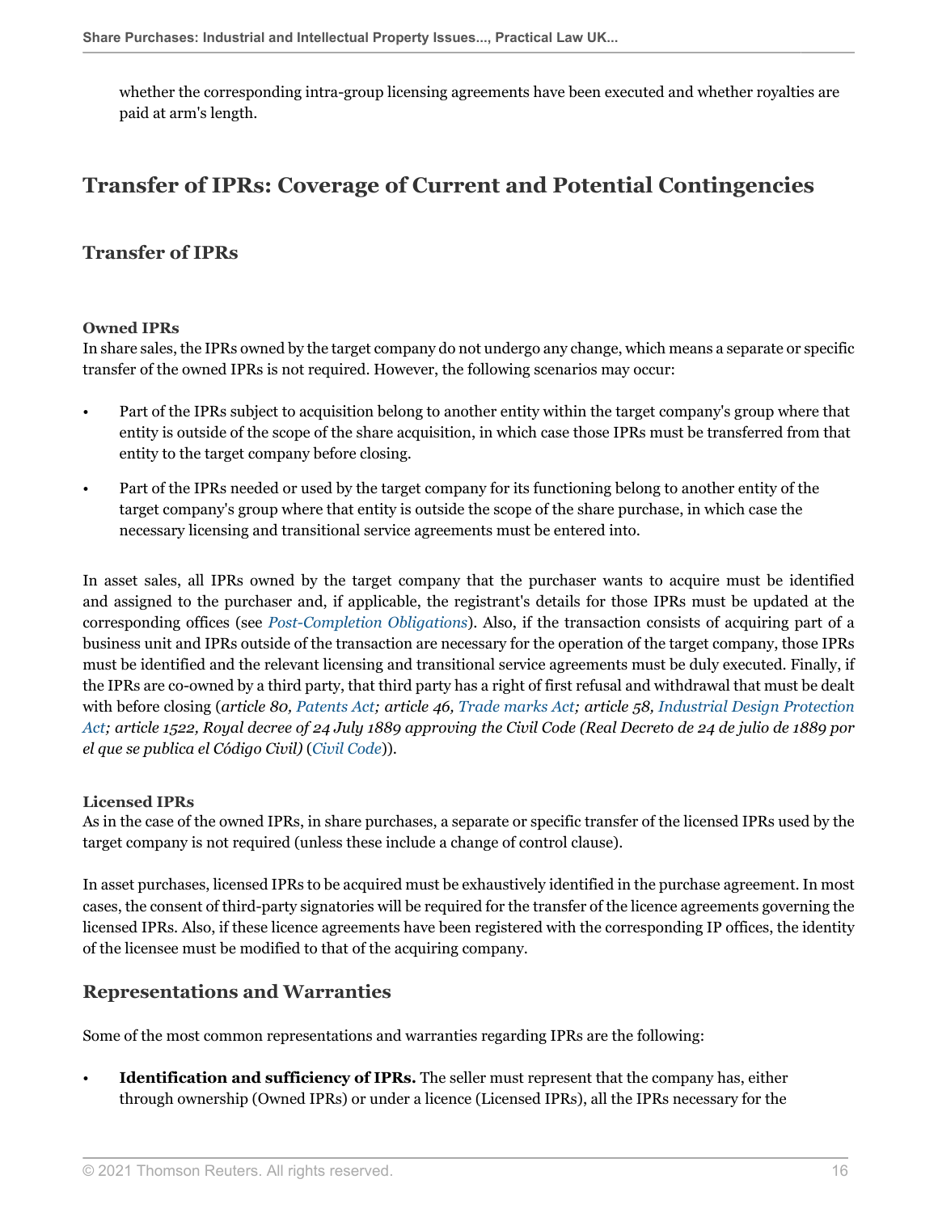whether the corresponding intra-group licensing agreements have been executed and whether royalties are paid at arm's length.

## Transfer of IPRs: Coverage of Current and Potential Contingencies

### Transfer of IPRs

#### Owned IPRs

In share sales, the IPRs owned by the target company do not undergo any change, which means a separate or specific transfer of the owned IPRs is not required. However, the following scenarios may occur:

- Part of the IPRs subject to acquisition belong to another entity within the target company's group where that entity is outside of the scope of the share acquisition, in which case those IPRs must be transferred from that entity to the target company before closing.
- Part of the IPRs needed or used by the target company for its functioning belong to another entity of the target company's group where that entity is outside the scope of the share purchase, in which case the necessary licensing and transitional service agreements must be entered into.

In asset sales, all IPRs owned by the target company that the purchaser wants to acquire must be identified and assigned to the purchaser and, if applicable, the registrant's details for those IPRs must be updated at the corresponding offices (see *Post-Completion Obligations*). Also, if the transaction consists of acquiring part of a business unit and IPRs outside of the transaction are necessary for the operation of the target company, those IPRs must be identified and the relevant licensing and transitional service agreements must be duly executed. Finally, if the IPRs are co-owned by a third party, that third party has a right of first refusal and withdrawal that must be dealt with before closing (*article 80, Patents Act; article 46, Trade marks Act; article 58, Industrial Design Protection Act; article 1522, Royal decree of 24 July 1889 approving the Civil Code (Real Decreto de 24 de julio de 1889 por el que se publica el Código Civil)* (*Civil Code*)).

#### Licensed IPRs

As in the case of the owned IPRs, in share purchases, a separate or specific transfer of the licensed IPRs used by the target company is not required (unless these include a change of control clause).

In asset purchases, licensed IPRs to be acquired must be exhaustively identified in the purchase agreement. In most cases, the consent of third-party signatories will be required for the transfer of the licence agreements governing the licensed IPRs. Also, if these licence agreements have been registered with the corresponding IP offices, the identity of the licensee must be modified to that of the acquiring company.

### Representations and Warranties

Some of the most common representations and warranties regarding IPRs are the following:

- **Identification and sufficiency of IPRs.** The seller must represent that the company has, either through ownership (Owned IPRs) or under a licence (Licensed IPRs), all the IPRs necessary for the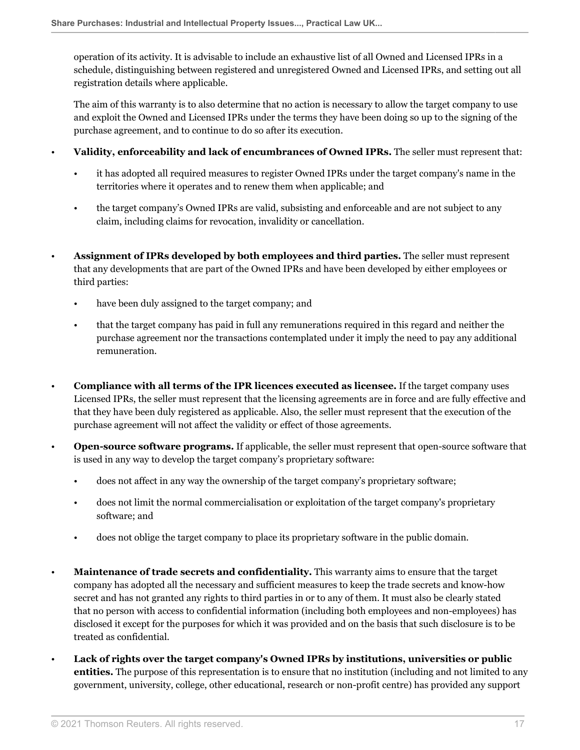operation of its activity. It is advisable to include an exhaustive list of all Owned and Licensed IPRs in a schedule, distinguishing between registered and unregistered Owned and Licensed IPRs, and setting out all registration details where applicable.

The aim of this warranty is to also determine that no action is necessary to allow the target company to use and exploit the Owned and Licensed IPRs under the terms they have been doing so up to the signing of the purchase agreement, and to continue to do so after its execution.

- **Validity, enforceability and lack of encumbrances of Owned IPRs.** The seller must represent that:
  - it has adopted all required measures to register Owned IPRs under the target company's name in the territories where it operates and to renew them when applicable; and
  - the target company's Owned IPRs are valid, subsisting and enforceable and are not subject to any claim, including claims for revocation, invalidity or cancellation.
- **Assignment of IPRs developed by both employees and third parties.** The seller must represent that any developments that are part of the Owned IPRs and have been developed by either employees or third parties:
  - have been duly assigned to the target company; and
  - that the target company has paid in full any remunerations required in this regard and neither the purchase agreement nor the transactions contemplated under it imply the need to pay any additional remuneration.
- **Compliance with all terms of the IPR licences executed as licensee.** If the target company uses Licensed IPRs, the seller must represent that the licensing agreements are in force and are fully effective and that they have been duly registered as applicable. Also, the seller must represent that the execution of the purchase agreement will not affect the validity or effect of those agreements.
- **Open-source software programs.** If applicable, the seller must represent that open-source software that is used in any way to develop the target company's proprietary software:
  - does not affect in any way the ownership of the target company's proprietary software;
  - does not limit the normal commercialisation or exploitation of the target company's proprietary software; and
  - does not oblige the target company to place its proprietary software in the public domain.
- **Maintenance of trade secrets and confidentiality.** This warranty aims to ensure that the target company has adopted all the necessary and sufficient measures to keep the trade secrets and know-how secret and has not granted any rights to third parties in or to any of them. It must also be clearly stated that no person with access to confidential information (including both employees and non-employees) has disclosed it except for the purposes for which it was provided and on the basis that such disclosure is to be treated as confidential.
- **Lack of rights over the target company's Owned IPRs by institutions, universities or public entities.** The purpose of this representation is to ensure that no institution (including and not limited to any government, university, college, other educational, research or non-profit centre) has provided any support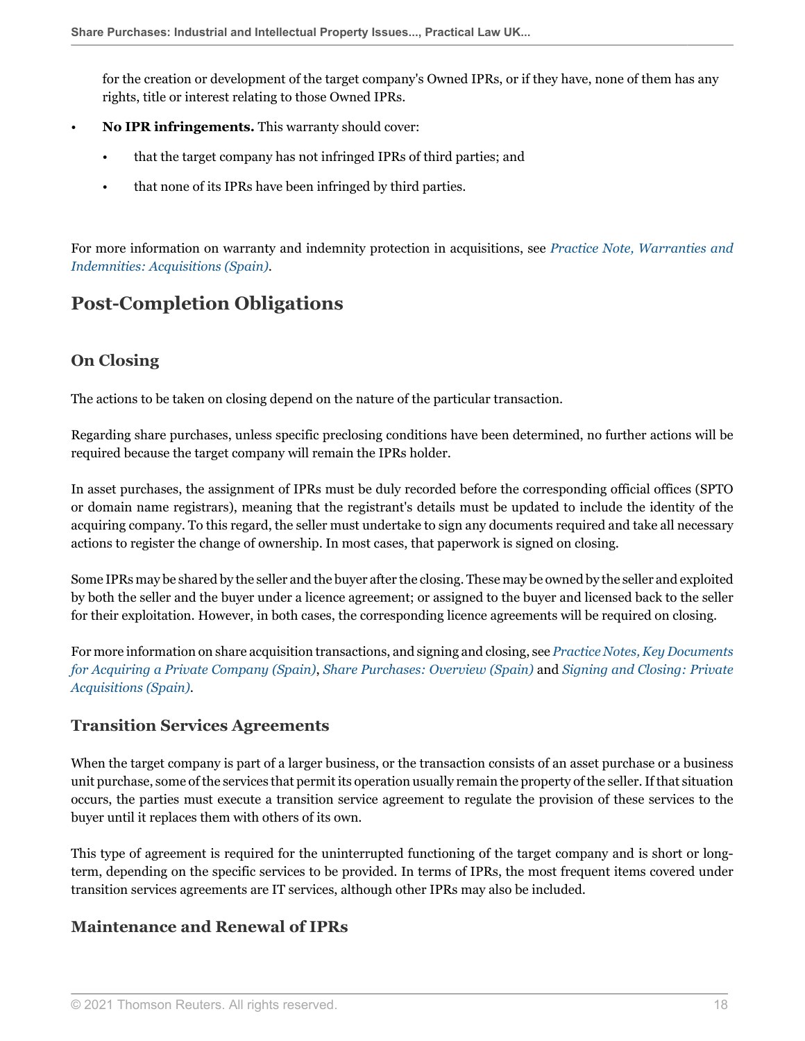for the creation or development of the target company's Owned IPRs, or if they have, none of them has any rights, title or interest relating to those Owned IPRs.

- **No IPR infringements.** This warranty should cover:
  - that the target company has not infringed IPRs of third parties; and
  - that none of its IPRs have been infringed by third parties.

For more information on warranty and indemnity protection in acquisitions, see *Practice Note, Warranties and Indemnities: Acquisitions (Spain)*.

## Post-Completion Obligations

### On Closing

The actions to be taken on closing depend on the nature of the particular transaction.

Regarding share purchases, unless specific preclosing conditions have been determined, no further actions will be required because the target company will remain the IPRs holder.

In asset purchases, the assignment of IPRs must be duly recorded before the corresponding official offices (SPTO or domain name registrars), meaning that the registrant's details must be updated to include the identity of the acquiring company. To this regard, the seller must undertake to sign any documents required and take all necessary actions to register the change of ownership. In most cases, that paperwork is signed on closing.

Some IPRs may be shared by the seller and the buyer after the closing. These may be owned by the seller and exploited by both the seller and the buyer under a licence agreement; or assigned to the buyer and licensed back to the seller for their exploitation. However, in both cases, the corresponding licence agreements will be required on closing.

For more information on share acquisition transactions, and signing and closing, see *Practice Notes, Key Documents for Acquiring a Private Company (Spain)*, *Share Purchases: Overview (Spain)* and *Signing and Closing: Private Acquisitions (Spain)*.

### Transition Services Agreements

When the target company is part of a larger business, or the transaction consists of an asset purchase or a business unit purchase, some of the services that permit its operation usually remain the property of the seller. If that situation occurs, the parties must execute a transition service agreement to regulate the provision of these services to the buyer until it replaces them with others of its own.

This type of agreement is required for the uninterrupted functioning of the target company and is short or long-term, depending on the specific services to be provided. In terms of IPRs, the most frequent items covered under transition services agreements are IT services, although other IPRs may also be included.

### Maintenance and Renewal of IPRs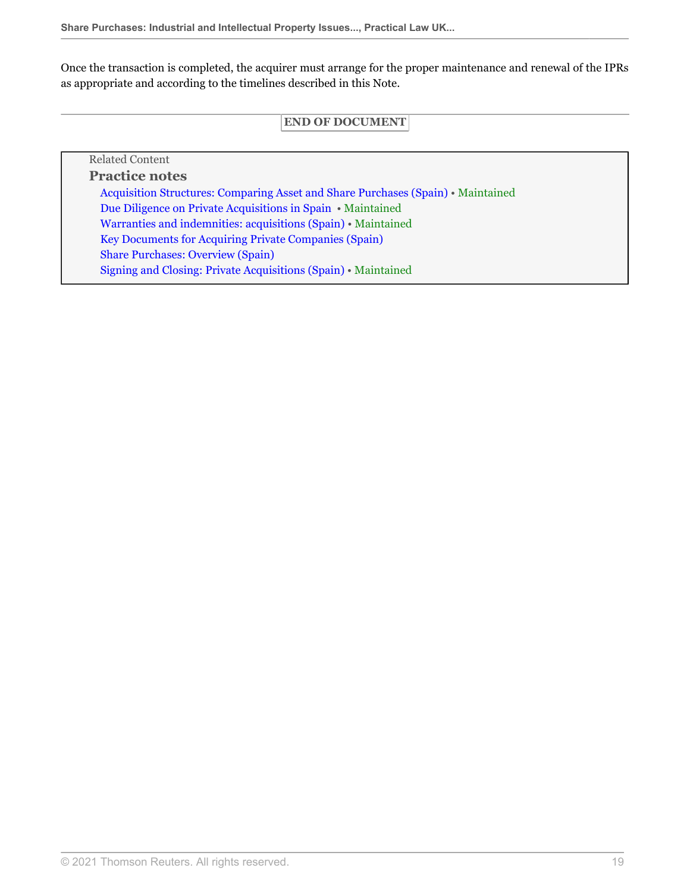Once the transaction is completed, the acquirer must arrange for the proper maintenance and renewal of the IPRs as appropriate and according to the timelines described in this Note.

---

**END OF DOCUMENT**

Related Content

**Practice notes**

- Acquisition Structures: Comparing Asset and Share Purchases (Spain) • Maintained
- Due Diligence on Private Acquisitions in Spain • Maintained
- Warranties and indemnities: acquisitions (Spain) • Maintained
- Key Documents for Acquiring Private Companies (Spain)
- Share Purchases: Overview (Spain)
- Signing and Closing: Private Acquisitions (Spain) • Maintained